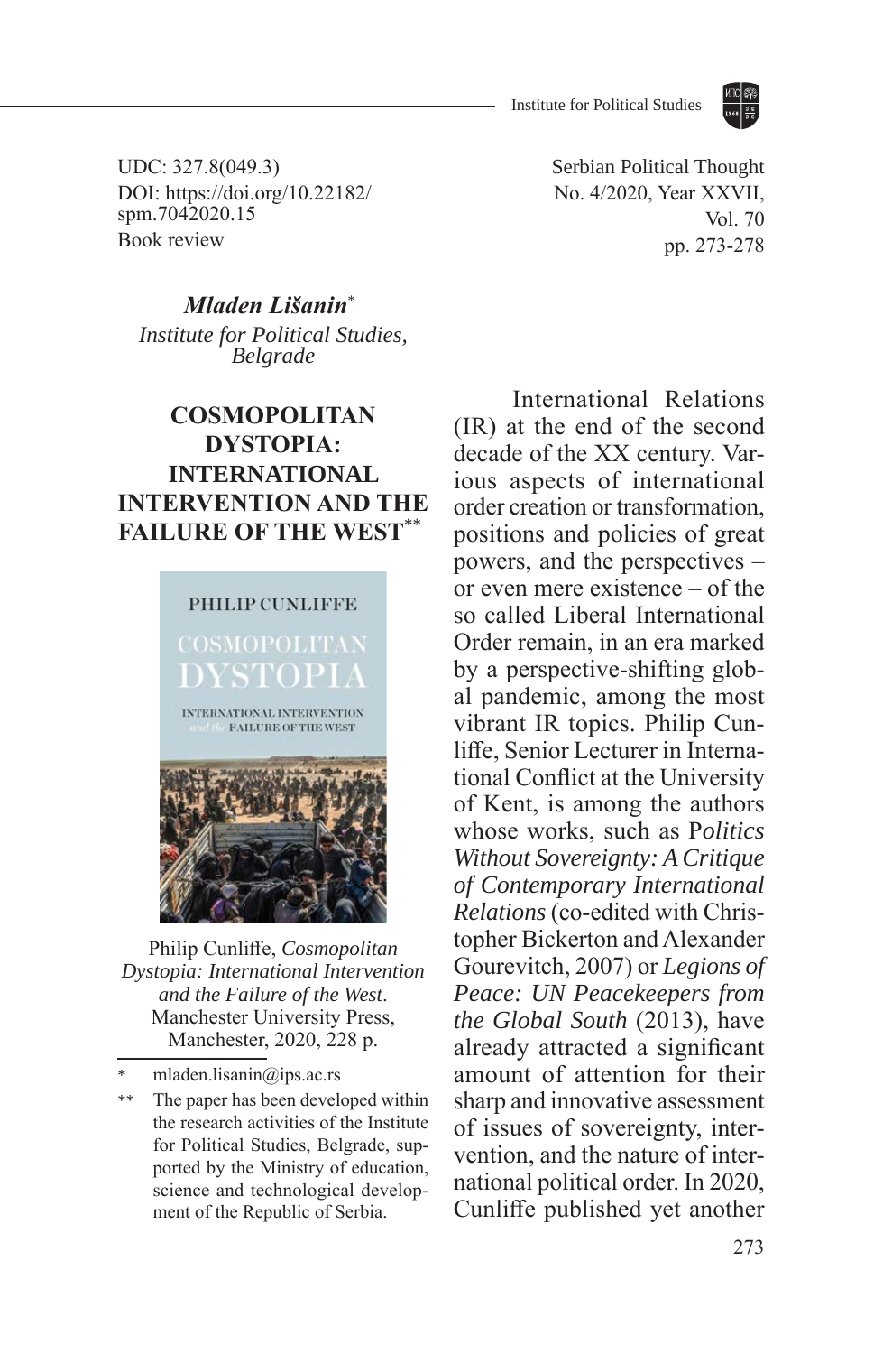UDC: 327.8(049.3)
DOI: https://doi.org/10.22182/spm.7042020.15
Book review

Serbian Political Thought
No. 4/2020, Year XXVII,
Vol. 70
pp. 273-278

***Mladen Lišanin****
*Institute for Political Studies, Belgrade*

# COSMOPOLITAN DYSTOPIA: INTERNATIONAL INTERVENTION AND THE FAILURE OF THE WEST**

Philip Cunliffe, *Cosmopolitan Dystopia: International Intervention and the Failure of the West*. Manchester University Press, Manchester, 2020, 228 p.

International Relations (IR) at the end of the second decade of the XX century. Various aspects of international order creation or transformation, positions and policies of great powers, and the perspectives – or even mere existence – of the so called Liberal International Order remain, in an era marked by a perspective-shifting global pandemic, among the most vibrant IR topics. Philip Cunliffe, Senior Lecturer in International Conflict at the University of Kent, is among the authors whose works, such as P*olitics Without Sovereignty: A Critique of Contemporary International Relations* (co-edited with Christopher Bickerton and Alexander Gourevitch, 2007) or *Legions of Peace: UN Peacekeepers from the Global South* (2013), have already attracted a significant amount of attention for their sharp and innovative assessment of issues of sovereignty, intervention, and the nature of international political order. In 2020, Cunliffe published yet another

\* mladen.lisanin@ips.ac.rs

\*\* The paper has been developed within the research activities of the Institute for Political Studies, Belgrade, supported by the Ministry of education, science and technological development of the Republic of Serbia.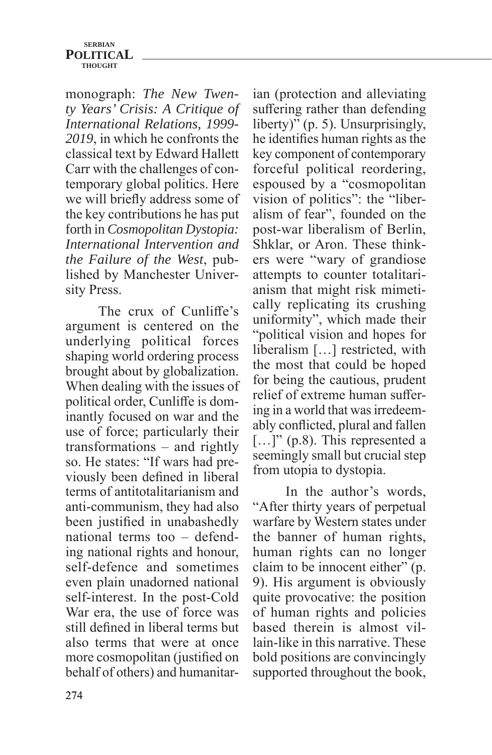monograph: *The New Twenty Years' Crisis: A Critique of International Relations, 1999-2019*, in which he confronts the classical text by Edward Hallett Carr with the challenges of contemporary global politics. Here we will briefly address some of the key contributions he has put forth in *Cosmopolitan Dystopia: International Intervention and the Failure of the West*, published by Manchester University Press.

The crux of Cunliffe's argument is centered on the underlying political forces shaping world ordering process brought about by globalization. When dealing with the issues of political order, Cunliffe is dominantly focused on war and the use of force; particularly their transformations – and rightly so. He states: "If wars had previously been defined in liberal terms of antitotalitarianism and anti-communism, they had also been justified in unabashedly national terms too – defending national rights and honour, self-defence and sometimes even plain unadorned national self-interest. In the post-Cold War era, the use of force was still defined in liberal terms but also terms that were at once more cosmopolitan (justified on behalf of others) and humanitarian (protection and alleviating suffering rather than defending liberty)" (p. 5). Unsurprisingly, he identifies human rights as the key component of contemporary forceful political reordering, espoused by a "cosmopolitan vision of politics": the "liberalism of fear", founded on the post-war liberalism of Berlin, Shklar, or Aron. These thinkers were "wary of grandiose attempts to counter totalitarianism that might risk mimetically replicating its crushing uniformity", which made their "political vision and hopes for liberalism […] restricted, with the most that could be hoped for being the cautious, prudent relief of extreme human suffering in a world that was irredeemably conflicted, plural and fallen […]" (p.8). This represented a seemingly small but crucial step from utopia to dystopia.

In the author's words, "After thirty years of perpetual warfare by Western states under the banner of human rights, human rights can no longer claim to be innocent either" (p. 9). His argument is obviously quite provocative: the position of human rights and policies based therein is almost villain-like in this narrative. These bold positions are convincingly supported throughout the book,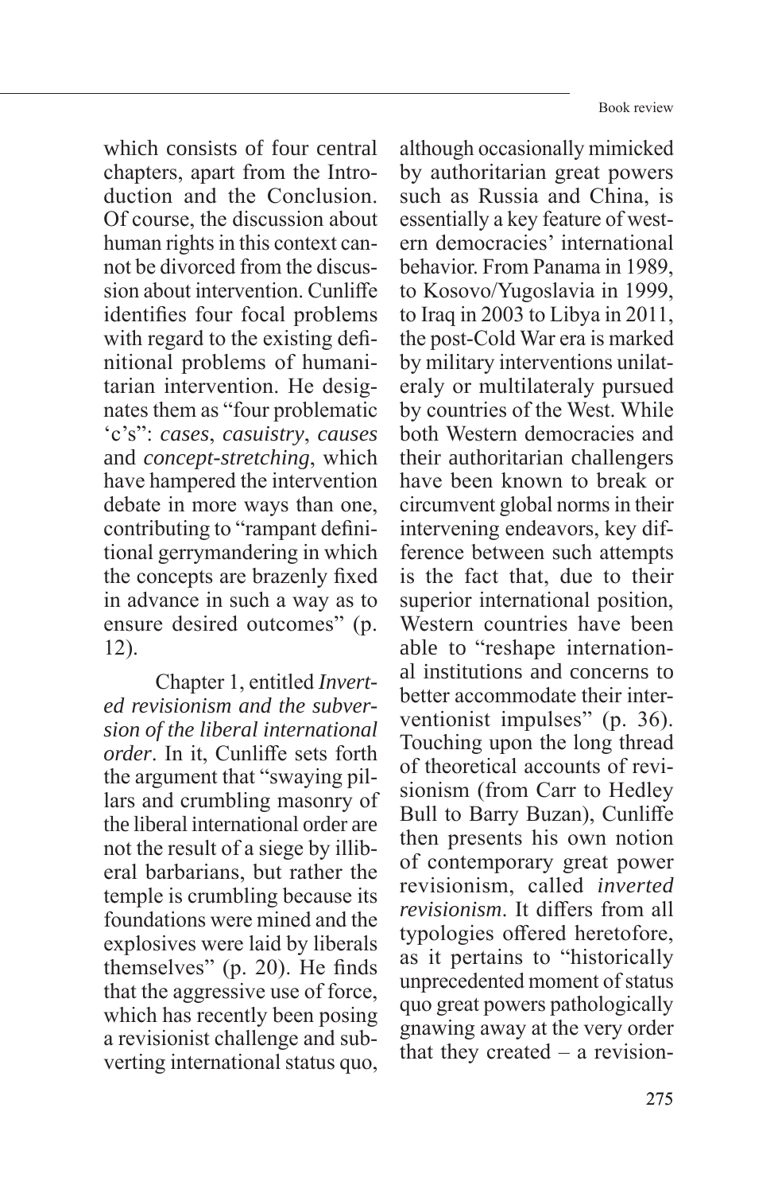which consists of four central chapters, apart from the Introduction and the Conclusion. Of course, the discussion about human rights in this context cannot be divorced from the discussion about intervention. Cunliffe identifies four focal problems with regard to the existing definitional problems of humanitarian intervention. He designates them as "four problematic 'c's": *cases*, *casuistry*, *causes* and *concept-stretching*, which have hampered the intervention debate in more ways than one, contributing to "rampant definitional gerrymandering in which the concepts are brazenly fixed in advance in such a way as to ensure desired outcomes" (p. 12).

Chapter 1, entitled *Inverted revisionism and the subversion of the liberal international order*. In it, Cunliffe sets forth the argument that "swaying pillars and crumbling masonry of the liberal international order are not the result of a siege by illiberal barbarians, but rather the temple is crumbling because its foundations were mined and the explosives were laid by liberals themselves" (p. 20). He finds that the aggressive use of force, which has recently been posing a revisionist challenge and subverting international status quo, although occasionally mimicked by authoritarian great powers such as Russia and China, is essentially a key feature of western democracies' international behavior. From Panama in 1989, to Kosovo/Yugoslavia in 1999, to Iraq in 2003 to Libya in 2011, the post-Cold War era is marked by military interventions unilateraly or multilateraly pursued by countries of the West. While both Western democracies and their authoritarian challengers have been known to break or circumvent global norms in their intervening endeavors, key difference between such attempts is the fact that, due to their superior international position, Western countries have been able to "reshape international institutions and concerns to better accommodate their interventionist impulses" (p. 36). Touching upon the long thread of theoretical accounts of revisionism (from Carr to Hedley Bull to Barry Buzan), Cunliffe then presents his own notion of contemporary great power revisionism, called *inverted revisionism*. It differs from all typologies offered heretofore, as it pertains to "historically unprecedented moment of status quo great powers pathologically gnawing away at the very order that they created – a revision-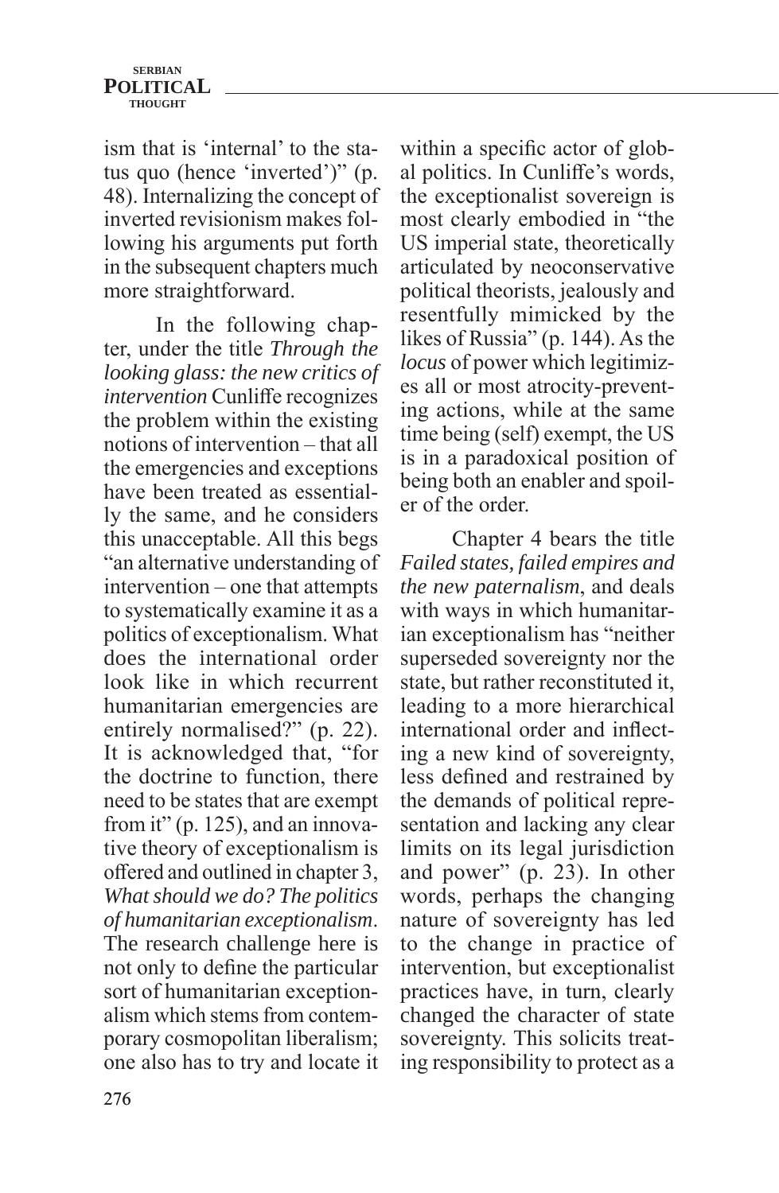ism that is 'internal' to the status quo (hence 'inverted')" (p. 48). Internalizing the concept of inverted revisionism makes following his arguments put forth in the subsequent chapters much more straightforward.

In the following chapter, under the title *Through the looking glass: the new critics of intervention* Cunliffe recognizes the problem within the existing notions of intervention – that all the emergencies and exceptions have been treated as essentially the same, and he considers this unacceptable. All this begs "an alternative understanding of intervention – one that attempts to systematically examine it as a politics of exceptionalism. What does the international order look like in which recurrent humanitarian emergencies are entirely normalised?" (p. 22). It is acknowledged that, "for the doctrine to function, there need to be states that are exempt from it" (p. 125), and an innovative theory of exceptionalism is offered and outlined in chapter 3, *What should we do? The politics of humanitarian exceptionalism*. The research challenge here is not only to define the particular sort of humanitarian exceptionalism which stems from contemporary cosmopolitan liberalism; one also has to try and locate it within a specific actor of global politics. In Cunliffe's words, the exceptionalist sovereign is most clearly embodied in "the US imperial state, theoretically articulated by neoconservative political theorists, jealously and resentfully mimicked by the likes of Russia" (p. 144). As the *locus* of power which legitimizes all or most atrocity-preventing actions, while at the same time being (self) exempt, the US is in a paradoxical position of being both an enabler and spoiler of the order.

Chapter 4 bears the title *Failed states, failed empires and the new paternalism*, and deals with ways in which humanitarian exceptionalism has "neither superseded sovereignty nor the state, but rather reconstituted it, leading to a more hierarchical international order and inflecting a new kind of sovereignty, less defined and restrained by the demands of political representation and lacking any clear limits on its legal jurisdiction and power" (p. 23). In other words, perhaps the changing nature of sovereignty has led to the change in practice of intervention, but exceptionalist practices have, in turn, clearly changed the character of state sovereignty. This solicits treating responsibility to protect as a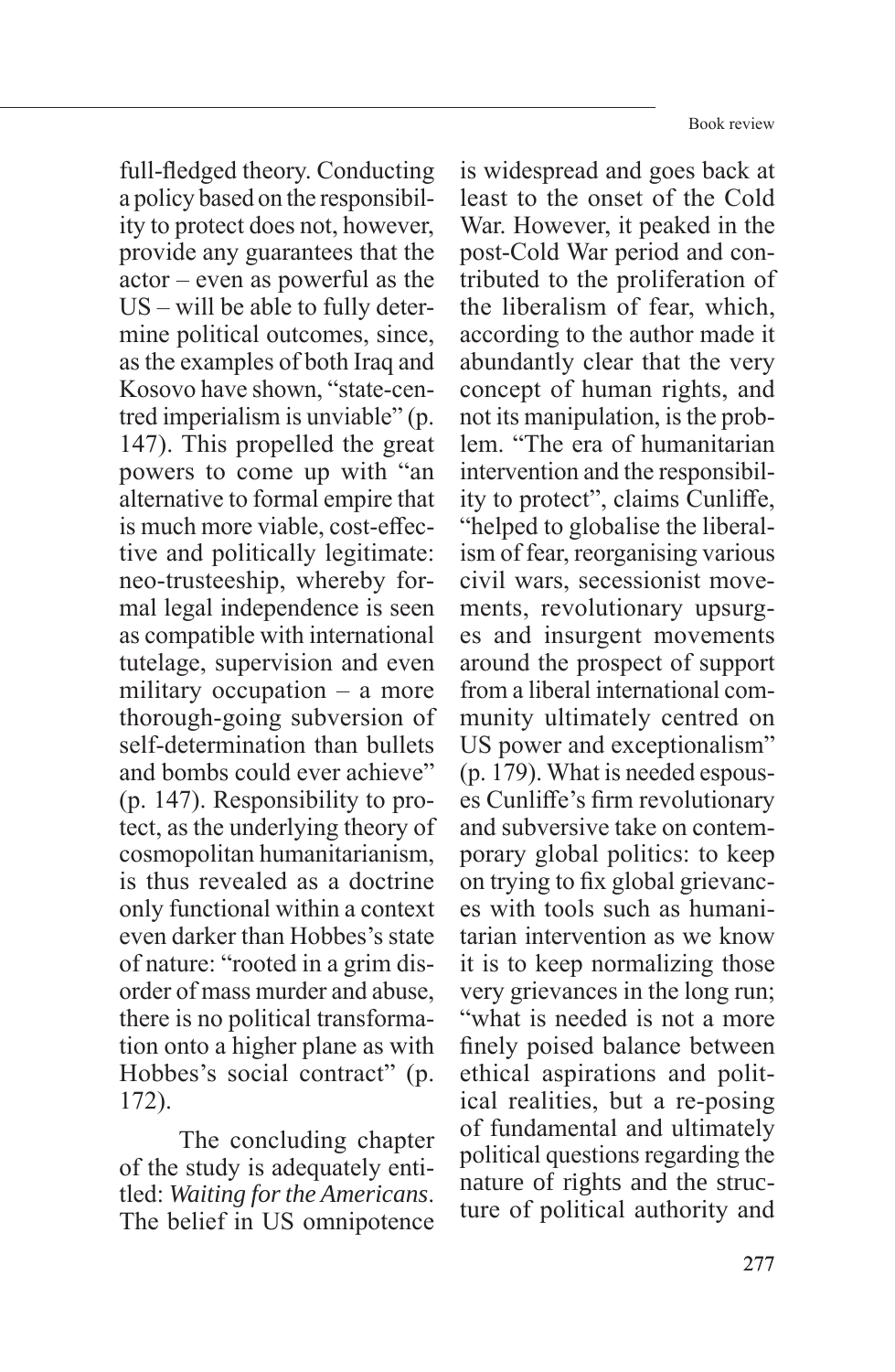full-fledged theory. Conducting a policy based on the responsibility to protect does not, however, provide any guarantees that the actor – even as powerful as the US – will be able to fully determine political outcomes, since, as the examples of both Iraq and Kosovo have shown, "state-centred imperialism is unviable" (p. 147). This propelled the great powers to come up with "an alternative to formal empire that is much more viable, cost-effective and politically legitimate: neo-trusteeship, whereby formal legal independence is seen as compatible with international tutelage, supervision and even military occupation – a more thorough-going subversion of self-determination than bullets and bombs could ever achieve" (p. 147). Responsibility to protect, as the underlying theory of cosmopolitan humanitarianism, is thus revealed as a doctrine only functional within a context even darker than Hobbes's state of nature: "rooted in a grim disorder of mass murder and abuse, there is no political transformation onto a higher plane as with Hobbes's social contract" (p. 172).

The concluding chapter of the study is adequately entitled: *Waiting for the Americans*. The belief in US omnipotence is widespread and goes back at least to the onset of the Cold War. However, it peaked in the post-Cold War period and contributed to the proliferation of the liberalism of fear, which, according to the author made it abundantly clear that the very concept of human rights, and not its manipulation, is the problem. "The era of humanitarian intervention and the responsibility to protect", claims Cunliffe, "helped to globalise the liberalism of fear, reorganising various civil wars, secessionist movements, revolutionary upsurges and insurgent movements around the prospect of support from a liberal international community ultimately centred on US power and exceptionalism" (p. 179). What is needed espouses Cunliffe's firm revolutionary and subversive take on contemporary global politics: to keep on trying to fix global grievances with tools such as humanitarian intervention as we know it is to keep normalizing those very grievances in the long run; "what is needed is not a more finely poised balance between ethical aspirations and political realities, but a re-posing of fundamental and ultimately political questions regarding the nature of rights and the structure of political authority and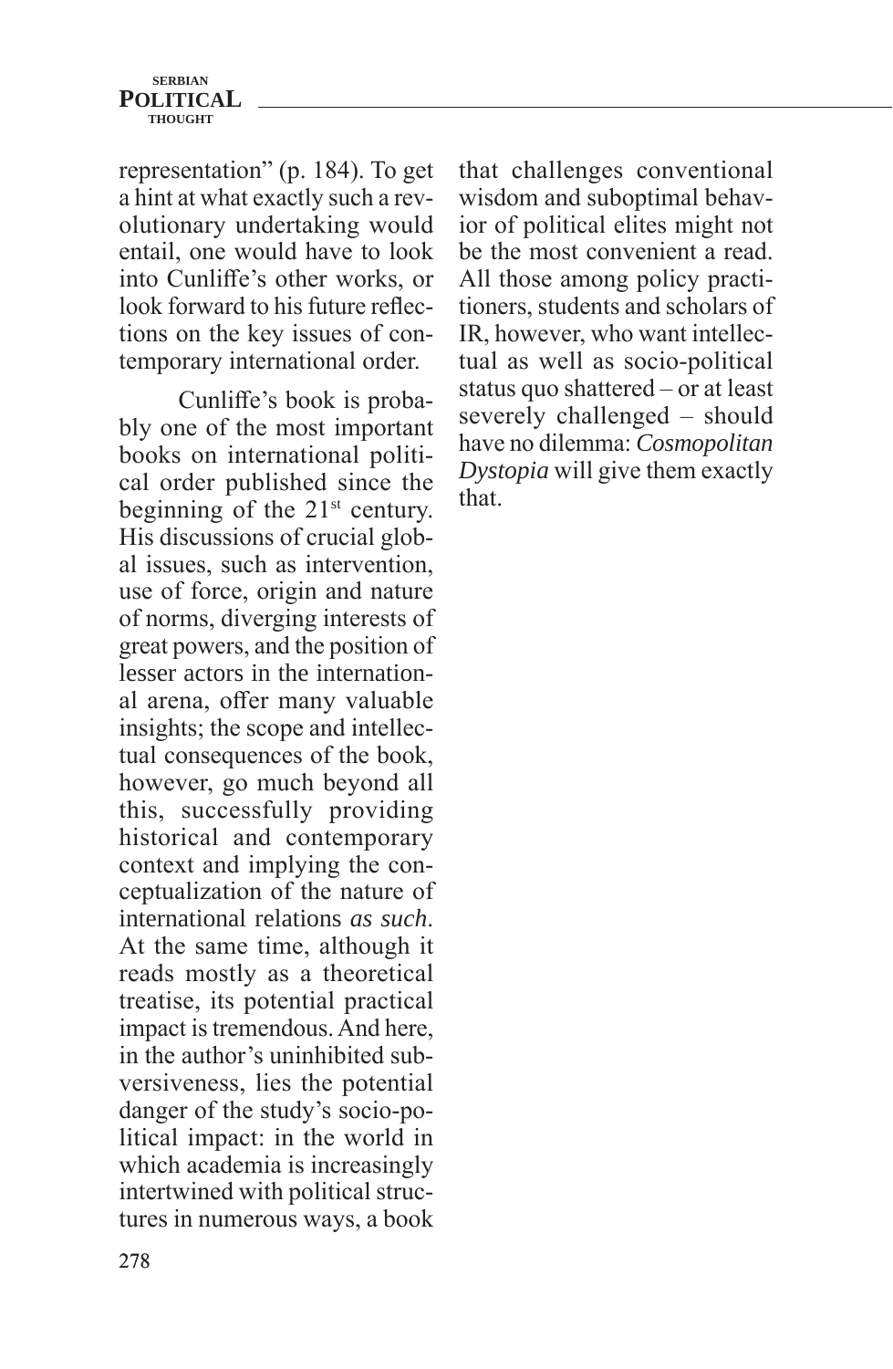representation" (p. 184). To get a hint at what exactly such a revolutionary undertaking would entail, one would have to look into Cunliffe's other works, or look forward to his future reflections on the key issues of contemporary international order.

Cunliffe's book is probably one of the most important books on international political order published since the beginning of the 21st century. His discussions of crucial global issues, such as intervention, use of force, origin and nature of norms, diverging interests of great powers, and the position of lesser actors in the international arena, offer many valuable insights; the scope and intellectual consequences of the book, however, go much beyond all this, successfully providing historical and contemporary context and implying the conceptualization of the nature of international relations *as such*. At the same time, although it reads mostly as a theoretical treatise, its potential practical impact is tremendous. And here, in the author's uninhibited subversiveness, lies the potential danger of the study's socio-political impact: in the world in which academia is increasingly intertwined with political structures in numerous ways, a book that challenges conventional wisdom and suboptimal behavior of political elites might not be the most convenient a read. All those among policy practitioners, students and scholars of IR, however, who want intellectual as well as socio-political status quo shattered – or at least severely challenged – should have no dilemma: *Cosmopolitan Dystopia* will give them exactly that.